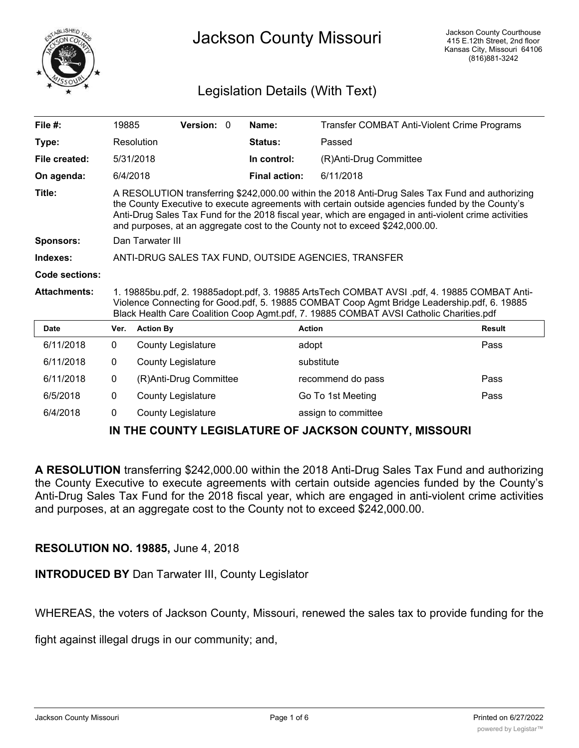# Jackson County Missouri

Jackson County Courthouse
415 E.12th Street, 2nd floor
Kansas City, Missouri 64106
(816)881-3242

## Legislation Details (With Text)

| | | | | | |
|---|---|---|---|---|---|
| **File #:** | 19885 | **Version:** 0 | | **Name:** | Transfer COMBAT Anti-Violent Crime Programs |
| **Type:** | Resolution | | | **Status:** | Passed |
| **File created:** | 5/31/2018 | | | **In control:** | (R)Anti-Drug Committee |
| **On agenda:** | 6/4/2018 | | | **Final action:** | 6/11/2018 |

**Title:** A RESOLUTION transferring $242,000.00 within the 2018 Anti-Drug Sales Tax Fund and authorizing the County Executive to execute agreements with certain outside agencies funded by the County's Anti-Drug Sales Tax Fund for the 2018 fiscal year, which are engaged in anti-violent crime activities and purposes, at an aggregate cost to the County not to exceed $242,000.00.

**Sponsors:** Dan Tarwater III

**Indexes:** ANTI-DRUG SALES TAX FUND, OUTSIDE AGENCIES, TRANSFER

**Code sections:**

**Attachments:** 1. 19885bu.pdf, 2. 19885adopt.pdf, 3. 19885 ArtsTech COMBAT AVSI .pdf, 4. 19885 COMBAT Anti-Violence Connecting for Good.pdf, 5. 19885 COMBAT Coop Agmt Bridge Leadership.pdf, 6. 19885 Black Health Care Coalition Coop Agmt.pdf, 7. 19885 COMBAT AVSI Catholic Charities.pdf

| Date | Ver. | Action By | Action | Result |
|---|---|---|---|---|
| 6/11/2018 | 0 | County Legislature | adopt | Pass |
| 6/11/2018 | 0 | County Legislature | substitute | |
| 6/11/2018 | 0 | (R)Anti-Drug Committee | recommend do pass | Pass |
| 6/5/2018 | 0 | County Legislature | Go To 1st Meeting | Pass |
| 6/4/2018 | 0 | County Legislature | assign to committee | |

**IN THE COUNTY LEGISLATURE OF JACKSON COUNTY, MISSOURI**

**A RESOLUTION** transferring $242,000.00 within the 2018 Anti-Drug Sales Tax Fund and authorizing the County Executive to execute agreements with certain outside agencies funded by the County's Anti-Drug Sales Tax Fund for the 2018 fiscal year, which are engaged in anti-violent crime activities and purposes, at an aggregate cost to the County not to exceed $242,000.00.

**RESOLUTION NO. 19885,** June 4, 2018

**INTRODUCED BY** Dan Tarwater III, County Legislator

WHEREAS, the voters of Jackson County, Missouri, renewed the sales tax to provide funding for the fight against illegal drugs in our community; and,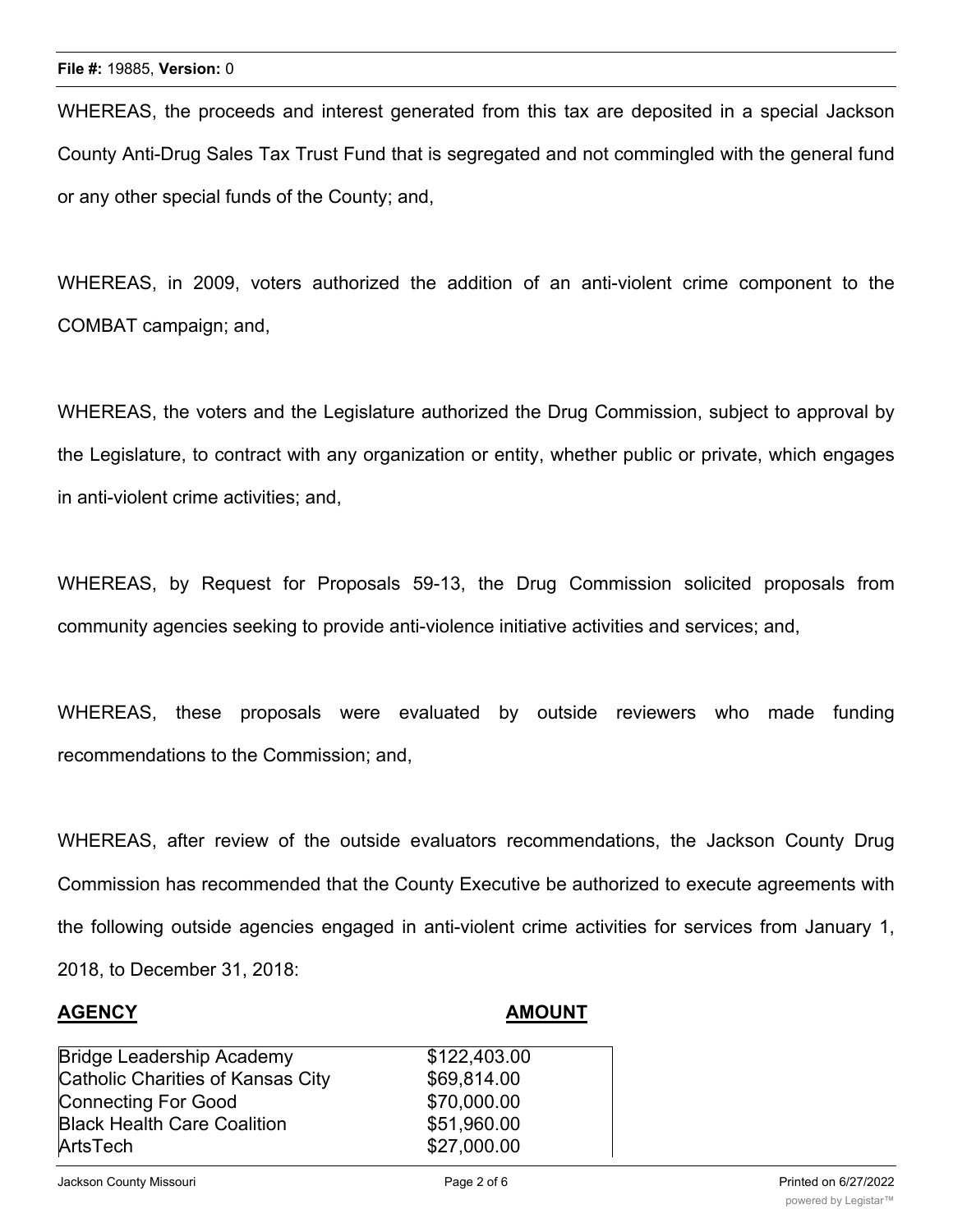WHEREAS, the proceeds and interest generated from this tax are deposited in a special Jackson County Anti-Drug Sales Tax Trust Fund that is segregated and not commingled with the general fund or any other special funds of the County; and,

WHEREAS, in 2009, voters authorized the addition of an anti-violent crime component to the COMBAT campaign; and,

WHEREAS, the voters and the Legislature authorized the Drug Commission, subject to approval by the Legislature, to contract with any organization or entity, whether public or private, which engages in anti-violent crime activities; and,

WHEREAS, by Request for Proposals 59-13, the Drug Commission solicited proposals from community agencies seeking to provide anti-violence initiative activities and services; and,

WHEREAS, these proposals were evaluated by outside reviewers who made funding recommendations to the Commission; and,

WHEREAS, after review of the outside evaluators recommendations, the Jackson County Drug Commission has recommended that the County Executive be authorized to execute agreements with the following outside agencies engaged in anti-violent crime activities for services from January 1, 2018, to December 31, 2018:

| **AGENCY** | **AMOUNT** |
| --- | --- |
| Bridge Leadership Academy | $122,403.00 |
| Catholic Charities of Kansas City | $69,814.00 |
| Connecting For Good | $70,000.00 |
| Black Health Care Coalition | $51,960.00 |
| ArtsTech | $27,000.00 |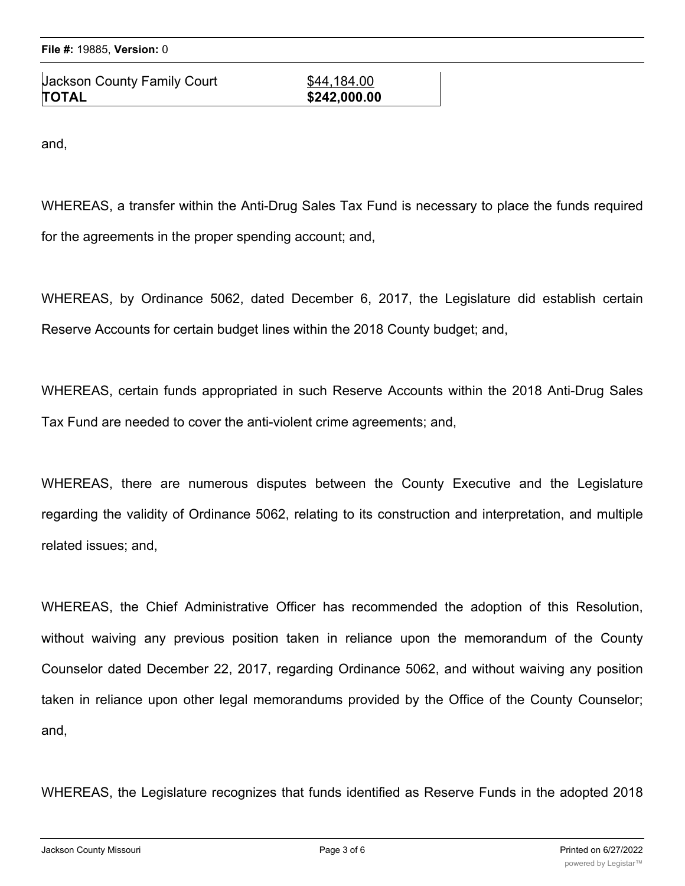| Jackson County Family Court | $44,184.00 |
| --- | --- |
| **TOTAL** | **$242,000.00** |

and,

WHEREAS, a transfer within the Anti-Drug Sales Tax Fund is necessary to place the funds required for the agreements in the proper spending account; and,

WHEREAS, by Ordinance 5062, dated December 6, 2017, the Legislature did establish certain Reserve Accounts for certain budget lines within the 2018 County budget; and,

WHEREAS, certain funds appropriated in such Reserve Accounts within the 2018 Anti-Drug Sales Tax Fund are needed to cover the anti-violent crime agreements; and,

WHEREAS, there are numerous disputes between the County Executive and the Legislature regarding the validity of Ordinance 5062, relating to its construction and interpretation, and multiple related issues; and,

WHEREAS, the Chief Administrative Officer has recommended the adoption of this Resolution, without waiving any previous position taken in reliance upon the memorandum of the County Counselor dated December 22, 2017, regarding Ordinance 5062, and without waiving any position taken in reliance upon other legal memorandums provided by the Office of the County Counselor; and,

WHEREAS, the Legislature recognizes that funds identified as Reserve Funds in the adopted 2018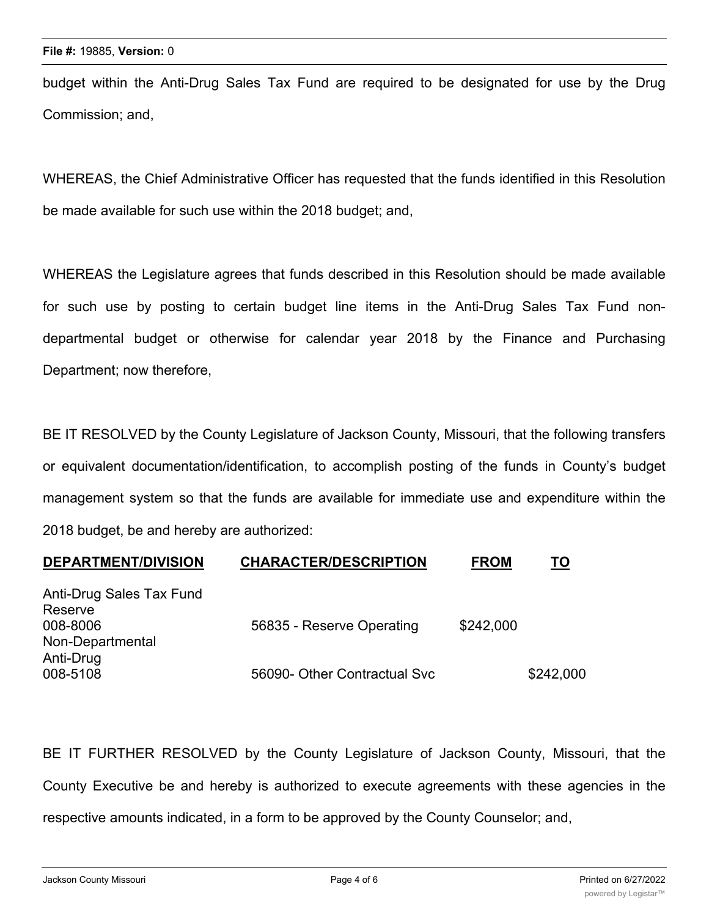budget within the Anti-Drug Sales Tax Fund are required to be designated for use by the Drug Commission; and,

WHEREAS, the Chief Administrative Officer has requested that the funds identified in this Resolution be made available for such use within the 2018 budget; and,

WHEREAS the Legislature agrees that funds described in this Resolution should be made available for such use by posting to certain budget line items in the Anti-Drug Sales Tax Fund non-departmental budget or otherwise for calendar year 2018 by the Finance and Purchasing Department; now therefore,

BE IT RESOLVED by the County Legislature of Jackson County, Missouri, that the following transfers or equivalent documentation/identification, to accomplish posting of the funds in County's budget management system so that the funds are available for immediate use and expenditure within the 2018 budget, be and hereby are authorized:

| DEPARTMENT/DIVISION | CHARACTER/DESCRIPTION | FROM | TO |
|---|---|---|---|
| Anti-Drug Sales Tax Fund Reserve 008-8006 | 56835 - Reserve Operating | $242,000 | |
| Non-Departmental Anti-Drug 008-5108 | 56090- Other Contractual Svc | | $242,000 |

BE IT FURTHER RESOLVED by the County Legislature of Jackson County, Missouri, that the County Executive be and hereby is authorized to execute agreements with these agencies in the respective amounts indicated, in a form to be approved by the County Counselor; and,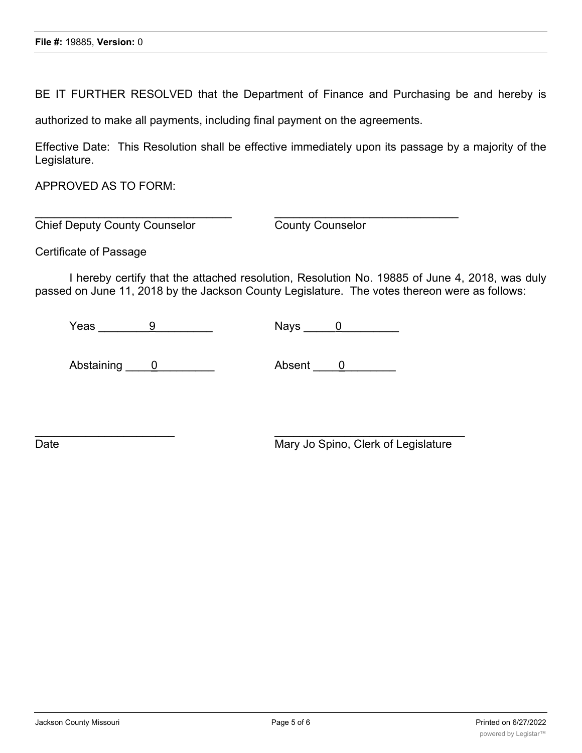BE IT FURTHER RESOLVED that the Department of Finance and Purchasing be and hereby is authorized to make all payments, including final payment on the agreements.

Effective Date: This Resolution shall be effective immediately upon its passage by a majority of the Legislature.

APPROVED AS TO FORM:

_______________________________ _______________________________
Chief Deputy County Counselor County Counselor

Certificate of Passage

I hereby certify that the attached resolution, Resolution No. 19885 of June 4, 2018, was duly passed on June 11, 2018 by the Jackson County Legislature. The votes thereon were as follows:

Yeas ________9________ Nays _____0_________

Abstaining ____0_________ Absent ____0________

______________________ _______________________________
Date Mary Jo Spino, Clerk of Legislature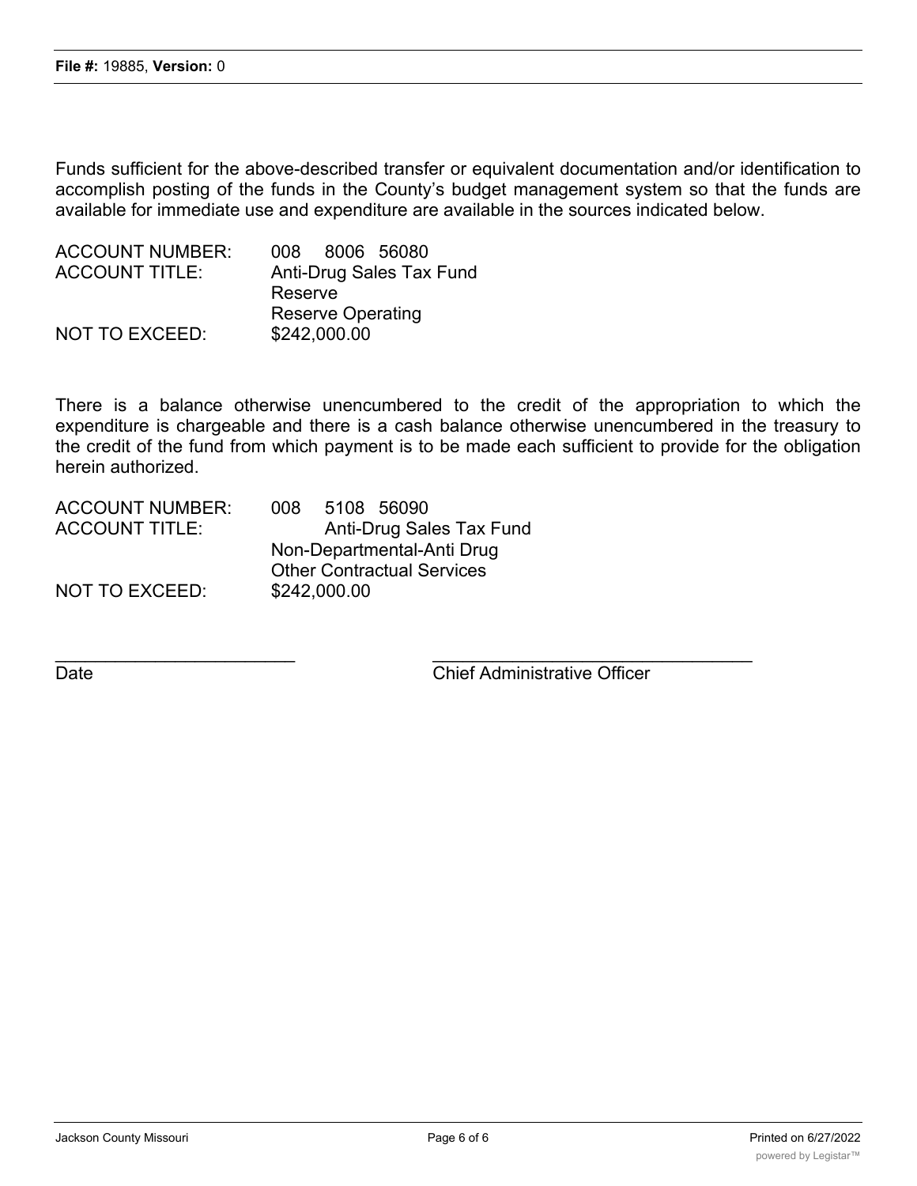Funds sufficient for the above-described transfer or equivalent documentation and/or identification to accomplish posting of the funds in the County's budget management system so that the funds are available for immediate use and expenditure are available in the sources indicated below.

| | |
|---|---|
| ACCOUNT NUMBER: | 008 8006 56080 |
| ACCOUNT TITLE: | Anti-Drug Sales Tax Fund<br>Reserve<br>Reserve Operating |
| NOT TO EXCEED: | $242,000.00 |

There is a balance otherwise unencumbered to the credit of the appropriation to which the expenditure is chargeable and there is a cash balance otherwise unencumbered in the treasury to the credit of the fund from which payment is to be made each sufficient to provide for the obligation herein authorized.

| | |
|---|---|
| ACCOUNT NUMBER: | 008 5108 56090 |
| ACCOUNT TITLE: | Anti-Drug Sales Tax Fund<br>Non-Departmental-Anti Drug<br>Other Contractual Services |
| NOT TO EXCEED: | $242,000.00 |

\_\_\_\_\_\_\_\_\_\_\_\_\_\_\_\_\_\_\_\_\_\_\_\_ \_\_\_\_\_\_\_\_\_\_\_\_\_\_\_\_\_\_\_\_\_\_\_\_\_\_\_\_\_\_\_\_\_

Date Chief Administrative Officer